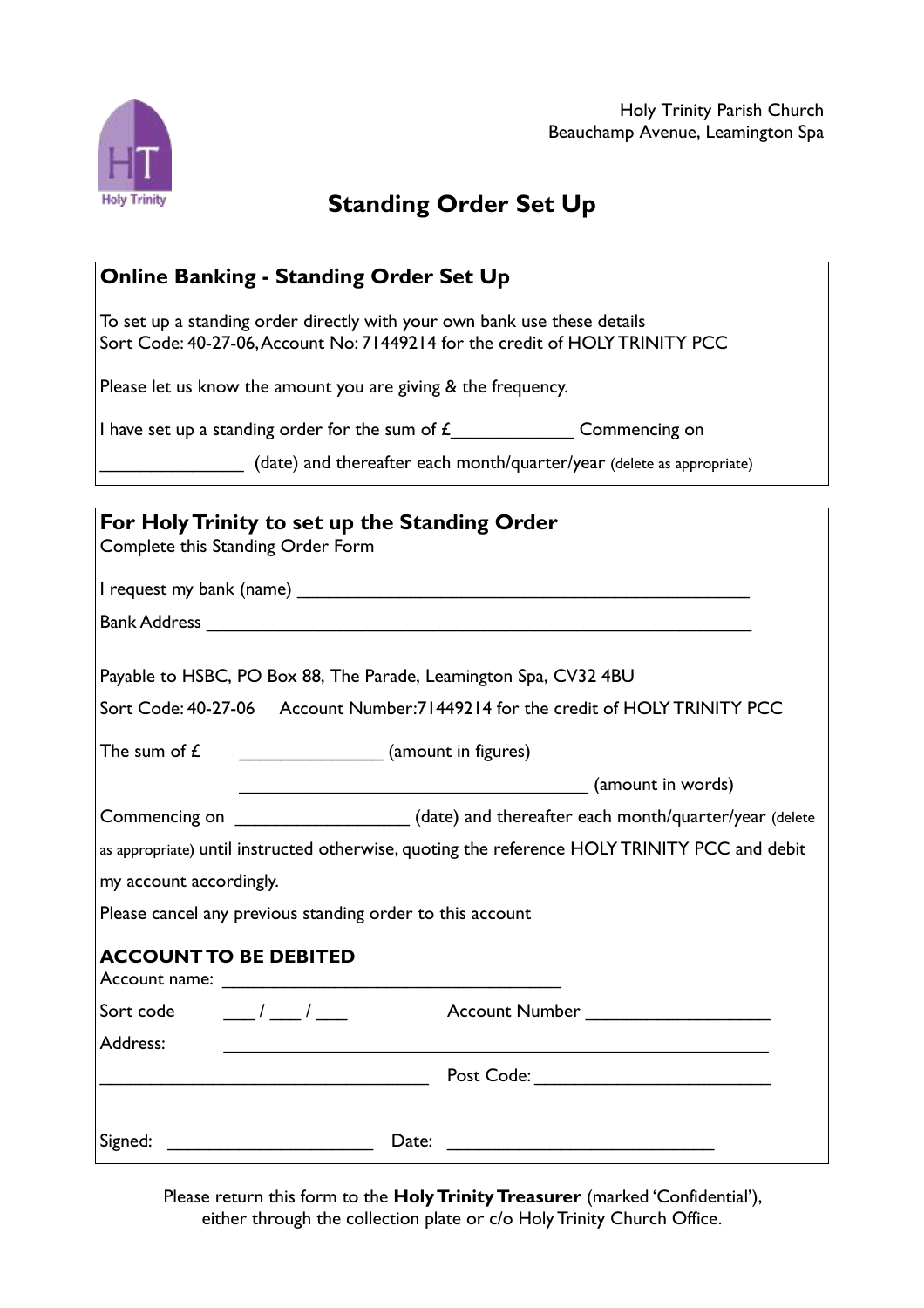Holy Trinity Parish Church
Beauchamp Avenue, Leamington Spa

# Standing Order Set Up

## Online Banking - Standing Order Set Up

To set up a standing order directly with your own bank use these details
Sort Code: 40-27-06, Account No: 71449214 for the credit of HOLY TRINITY PCC

Please let us know the amount you are giving & the frequency.

I have set up a standing order for the sum of £____________ Commencing on

______________ (date) and thereafter each month/quarter/year (delete as appropriate)

## For Holy Trinity to set up the Standing Order

Complete this Standing Order Form

I request my bank (name) ______________________________________________

Bank Address ________________________________________________________

Payable to HSBC, PO Box 88, The Parade, Leamington Spa, CV32 4BU

Sort Code: 40-27-06 Account Number: 71449214 for the credit of HOLY TRINITY PCC

The sum of £ ______________ (amount in figures)

____________________________________ (amount in words)

Commencing on ________________ (date) and thereafter each month/quarter/year (delete as appropriate) until instructed otherwise, quoting the reference HOLY TRINITY PCC and debit my account accordingly.

Please cancel any previous standing order to this account

### ACCOUNT TO BE DEBITED

Account name: ___________________________________

Sort code ___ / ___ / ___ Account Number __________________

Address: ________________________________________________________

______________________________ Post Code: _______________________

Signed: ____________________ Date: __________________________

Please return this form to the **Holy Trinity Treasurer** (marked 'Confidential'), either through the collection plate or c/o Holy Trinity Church Office.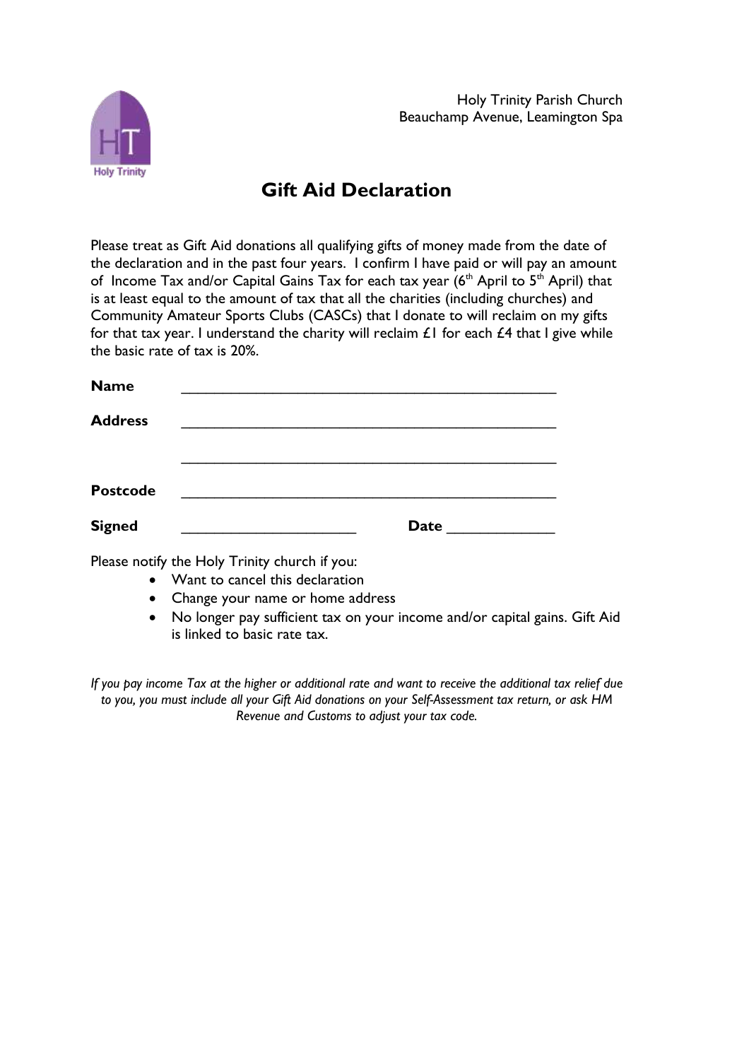Holy Trinity Parish Church
Beauchamp Avenue, Leamington Spa

# Gift Aid Declaration

Please treat as Gift Aid donations all qualifying gifts of money made from the date of the declaration and in the past four years. I confirm I have paid or will pay an amount of Income Tax and/or Capital Gains Tax for each tax year (6th April to 5th April) that is at least equal to the amount of tax that all the charities (including churches) and Community Amateur Sports Clubs (CASCs) that I donate to will reclaim on my gifts for that tax year. I understand the charity will reclaim £1 for each £4 that I give while the basic rate of tax is 20%.

**Name** ______________________________________________

**Address** ______________________________________________

______________________________________________

**Postcode** ______________________________________________

**Signed** ______________________ **Date** _____________

Please notify the Holy Trinity church if you:

- Want to cancel this declaration
- Change your name or home address
- No longer pay sufficient tax on your income and/or capital gains. Gift Aid is linked to basic rate tax.

*If you pay income Tax at the higher or additional rate and want to receive the additional tax relief due to you, you must include all your Gift Aid donations on your Self-Assessment tax return, or ask HM Revenue and Customs to adjust your tax code.*